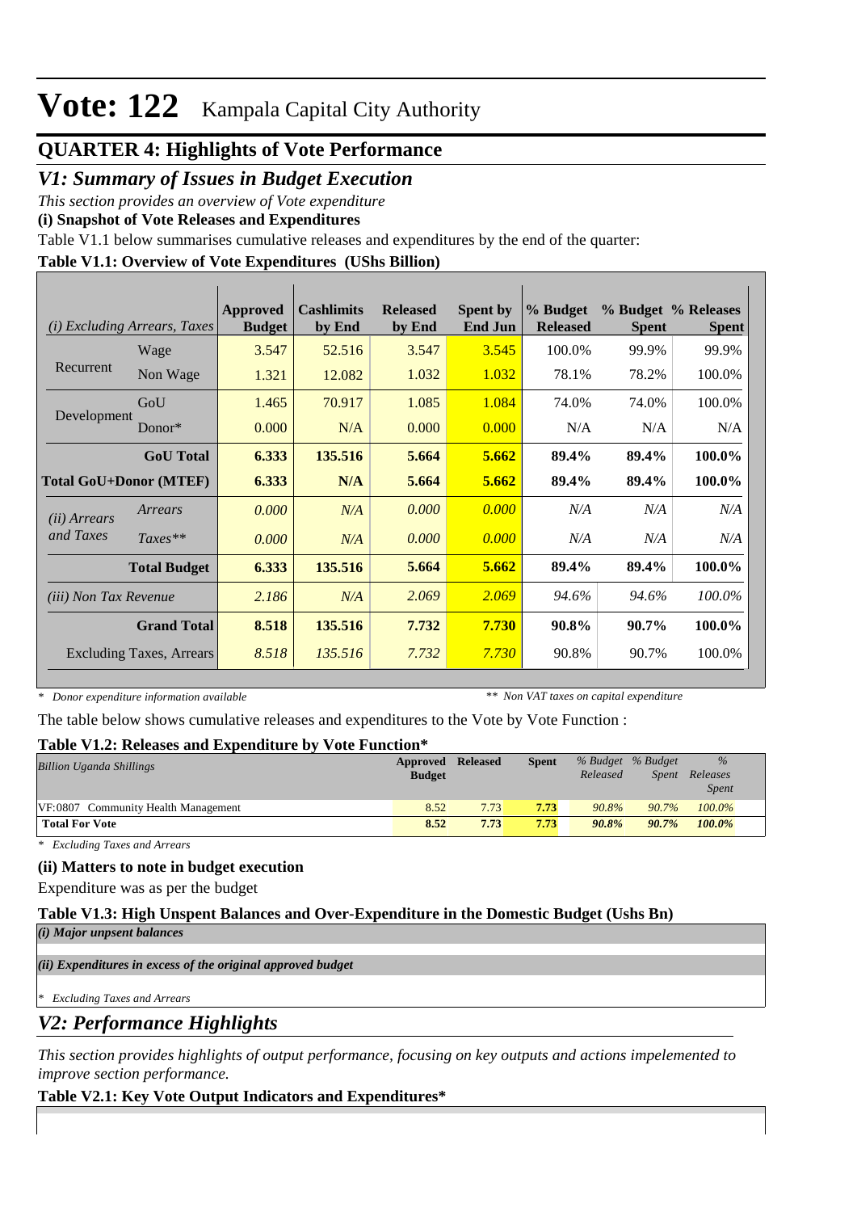# Vote: 122 Kampala Capital City Authority

## QUARTER 4: Highlights of Vote Performance

## *V1: Summary of Issues in Budget Execution*

*This section provides an overview of Vote expenditure*

**(i) Snapshot of Vote Releases and Expenditures**

Table V1.1 below summarises cumulative releases and expenditures by the end of the quarter:

**Table V1.1: Overview of Vote Expenditures (UShs Billion)**

| *(i) Excluding Arrears, Taxes* | | Approved Budget | Cashlimits by End | Released by End | Spent by End Jun | % Budget Released | % Budget Spent | % Releases Spent |
|---|---|---|---|---|---|---|---|---|
| Recurrent | Wage | 3.547 | 52.516 | 3.547 | 3.545 | 100.0% | 99.9% | 99.9% |
| | Non Wage | 1.321 | 12.082 | 1.032 | 1.032 | 78.1% | 78.2% | 100.0% |
| Development | GoU | 1.465 | 70.917 | 1.085 | 1.084 | 74.0% | 74.0% | 100.0% |
| | Donor* | 0.000 | N/A | 0.000 | 0.000 | N/A | N/A | N/A |
| | **GoU Total** | **6.333** | **135.516** | **5.664** | **5.662** | **89.4%** | **89.4%** | **100.0%** |
| **Total GoU+Donor (MTEF)** | | **6.333** | **N/A** | **5.664** | **5.662** | **89.4%** | **89.4%** | **100.0%** |
| *(ii) Arrears and Taxes* | *Arrears* | *0.000* | *N/A* | *0.000* | *0.000* | *N/A* | *N/A* | *N/A* |
| | *Taxes*** | *0.000* | *N/A* | *0.000* | *0.000* | *N/A* | *N/A* | *N/A* |
| | **Total Budget** | **6.333** | **135.516** | **5.664** | **5.662** | **89.4%** | **89.4%** | **100.0%** |
| *(iii) Non Tax Revenue* | | *2.186* | *N/A* | *2.069* | *2.069* | *94.6%* | *94.6%* | *100.0%* |
| | **Grand Total** | **8.518** | **135.516** | **7.732** | **7.730** | **90.8%** | **90.7%** | **100.0%** |
| Excluding Taxes, Arrears | | *8.518* | *135.516* | *7.732* | *7.730* | 90.8% | 90.7% | 100.0% |

*\* Donor expenditure information available* *\*\* Non VAT taxes on capital expenditure*

The table below shows cumulative releases and expenditures to the Vote by Vote Function :

**Table V1.2: Releases and Expenditure by Vote Function***

| *Billion Uganda Shillings* | Approved Budget | Released | Spent | *% Budget Released* | *% Budget Spent* | *% Releases Spent* |
|---|---|---|---|---|---|---|
| VF:0807 Community Health Management | 8.52 | 7.73 | **7.73** | *90.8%* | *90.7%* | *100.0%* |
| **Total For Vote** | **8.52** | **7.73** | **7.73** | ***90.8%*** | ***90.7%*** | ***100.0%*** |

*\* Excluding Taxes and Arrears*

**(ii) Matters to note in budget execution**

Expenditure was as per the budget

**Table V1.3: High Unspent Balances and Over-Expenditure in the Domestic Budget (Ushs Bn)**

***(i) Major unpsent balances***

***(ii) Expenditures in excess of the original approved budget***

*\* Excluding Taxes and Arrears*

## *V2: Performance Highlights*

*This section provides highlights of output performance, focusing on key outputs and actions impelemented to improve section performance.*

**Table V2.1: Key Vote Output Indicators and Expenditures***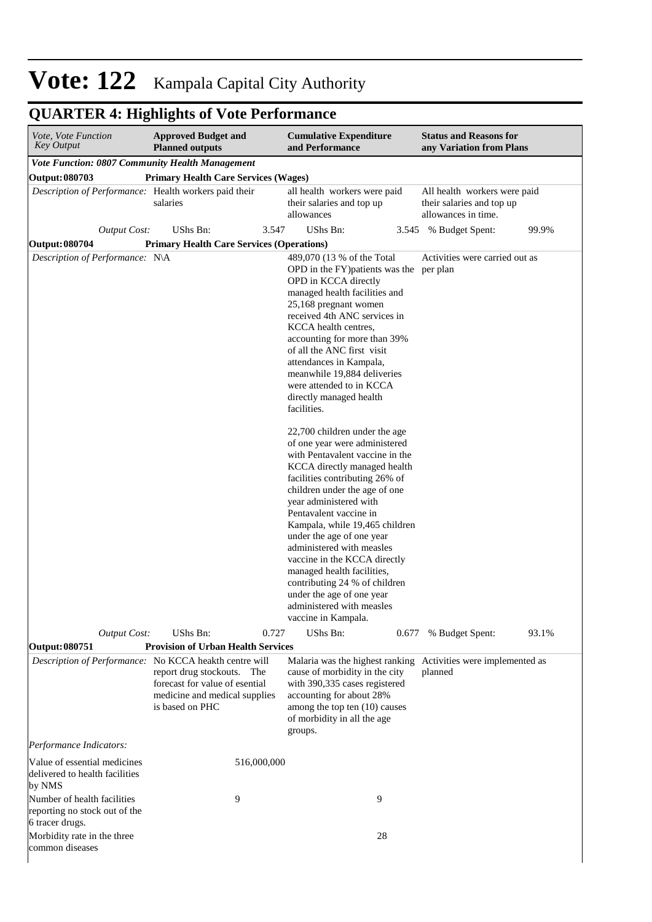# Vote: 122 Kampala Capital City Authority

## QUARTER 4: Highlights of Vote Performance

| *Vote, Vote Function Key Output* | **Approved Budget and Planned outputs** | | **Cumulative Expenditure and Performance** | | **Status and Reasons for any Variation from Plans** | |
|---|---|---|---|---|---|---|
| ***Vote Function: 0807 Community Health Management*** | | | | | | |
| **Output: 080703** | **Primary Health Care Services (Wages)** | | | | | |
| *Description of Performance:* | Health workers paid their salaries | | all health workers were paid their salaries and top up allowances | | All health workers were paid their salaries and top up allowances in time. | |
| *Output Cost:* | UShs Bn: | 3.547 | UShs Bn: | 3.545 | % Budget Spent: | 99.9% |
| **Output: 080704** | **Primary Health Care Services (Operations)** | | | | | |
| *Description of Performance:* | N\A | | 489,070 (13 % of the Total OPD in the FY)patients was the OPD in KCCA directly managed health facilities and 25,168 pregnant women received 4th ANC services in KCCA health centres, accounting for more than 39% of all the ANC first visit attendances in Kampala, meanwhile 19,884 deliveries were attended to in KCCA directly managed health facilities.<br><br>22,700 children under the age of one year were administered with Pentavalent vaccine in the KCCA directly managed health facilities contributing 26% of children under the age of one year administered with Pentavalent vaccine in Kampala, while 19,465 children under the age of one year administered with measles vaccine in the KCCA directly managed health facilities, contributing 24 % of children under the age of one year administered with measles vaccine in Kampala. | | Activities were carried out as per plan | |
| *Output Cost:* | UShs Bn: | 0.727 | UShs Bn: | 0.677 | % Budget Spent: | 93.1% |
| **Output: 080751** | **Provision of Urban Health Services** | | | | | |
| *Description of Performance:* | No KCCA heakth centre will report drug stockouts. The forecast for value of esential medicine and medical supplies is based on PHC | | Malaria was the highest ranking cause of morbidity in the city with 390,335 cases registered accounting for about 28% among the top ten (10) causes of morbidity in all the age groups. | | Activities were implemented as planned | |
| *Performance Indicators:* | | | | | | |
| Value of essential medicines delivered to health facilities by NMS | | 516,000,000 | | | | |
| Number of health facilities reporting no stock out of the 6 tracer drugs. | | 9 | | 9 | | |
| Morbidity rate in the three common diseases | | | | 28 | | |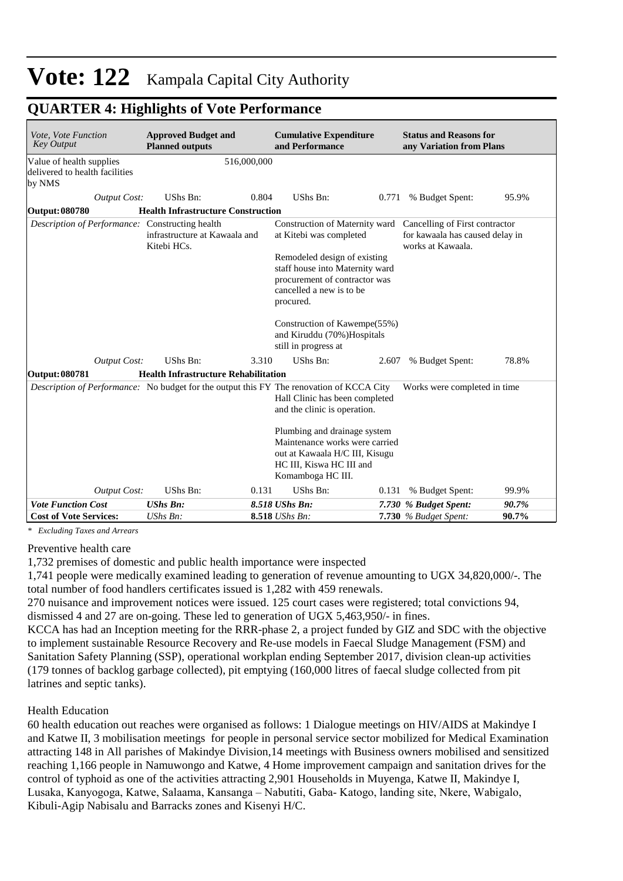# Vote: 122 Kampala Capital City Authority

## QUARTER 4: Highlights of Vote Performance

| *Vote, Vote Function Key Output* | **Approved Budget and Planned outputs** | | **Cumulative Expenditure and Performance** | | **Status and Reasons for any Variation from Plans** | |
|---|---|---|---|---|---|---|
| Value of health supplies delivered to health facilities by NMS | | 516,000,000 | | | | |
| *Output Cost:* | UShs Bn: | 0.804 | UShs Bn: | 0.771 | % Budget Spent: | 95.9% |
| **Output: 080780** | **Health Infrastructure Construction** | | | | | |
| *Description of Performance:* | Constructing health infrastructure at Kawaala and Kitebi HCs. | | Construction of Maternity ward at Kitebi was completed<br><br>Remodeled design of existing staff house into Maternity ward procurement of contractor was cancelled a new is to be procured.<br><br>Construction of Kawempe(55%) and Kiruddu (70%)Hospitals still in progress at | | Cancelling of First contractor for kawaala has caused delay in works at Kawaala. | |
| *Output Cost:* | UShs Bn: | 3.310 | UShs Bn: | 2.607 | % Budget Spent: | 78.8% |
| **Output: 080781** | **Health Infrastructure Rehabilitation** | | | | | |
| *Description of Performance:* | No budget for the output this FY | | The renovation of KCCA City Hall Clinic has been completed and the clinic is operation.<br><br>Plumbing and drainage system Maintenance works were carried out at Kawaala H/C III, Kisugu HC III, Kiswa HC III and Komamboga HC III. | | Works were completed in time | |
| *Output Cost:* | UShs Bn: | 0.131 | UShs Bn: | 0.131 | % Budget Spent: | 99.9% |
| ***Vote Function Cost*** | ***UShs Bn:*** | ***8.518*** | ***UShs Bn:*** | ***7.730*** | ***% Budget Spent:*** | ***90.7%*** |
| **Cost of Vote Services:** | *UShs Bn:* | **8.518** | *UShs Bn:* | **7.730** | *% Budget Spent:* | **90.7%** |

*\* Excluding Taxes and Arrears*

Preventive health care

1,732 premises of domestic and public health importance were inspected

1,741 people were medically examined leading to generation of revenue amounting to UGX 34,820,000/-. The total number of food handlers certificates issued is 1,282 with 459 renewals.

270 nuisance and improvement notices were issued. 125 court cases were registered; total convictions 94, dismissed 4 and 27 are on-going. These led to generation of UGX 5,463,950/- in fines.

KCCA has had an Inception meeting for the RRR-phase 2, a project funded by GIZ and SDC with the objective to implement sustainable Resource Recovery and Re-use models in Faecal Sludge Management (FSM) and Sanitation Safety Planning (SSP), operational workplan ending September 2017, division clean-up activities (179 tonnes of backlog garbage collected), pit emptying (160,000 litres of faecal sludge collected from pit latrines and septic tanks).

Health Education

60 health education out reaches were organised as follows: 1 Dialogue meetings on HIV/AIDS at Makindye I and Katwe II, 3 mobilisation meetings for people in personal service sector mobilized for Medical Examination attracting 148 in All parishes of Makindye Division,14 meetings with Business owners mobilised and sensitized reaching 1,166 people in Namuwongo and Katwe, 4 Home improvement campaign and sanitation drives for the control of typhoid as one of the activities attracting 2,901 Households in Muyenga, Katwe II, Makindye I, Lusaka, Kanyogoga, Katwe, Salaama, Kansanga – Nabutiti, Gaba- Katogo, landing site, Nkere, Wabigalo, Kibuli-Agip Nabisalu and Barracks zones and Kisenyi H/C.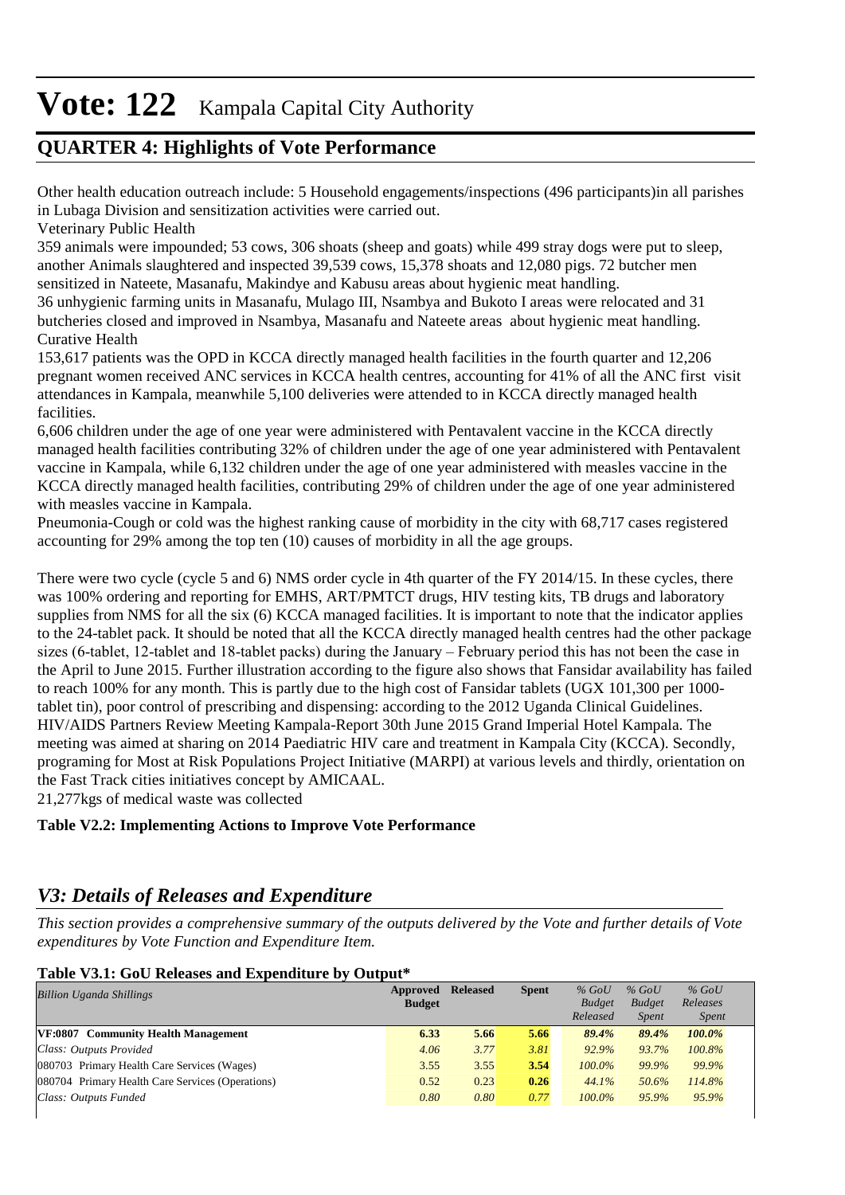Other health education outreach include: 5 Household engagements/inspections (496 participants)in all parishes in Lubaga Division and sensitization activities were carried out.

Veterinary Public Health

359 animals were impounded; 53 cows, 306 shoats (sheep and goats) while 499 stray dogs were put to sleep, another Animals slaughtered and inspected 39,539 cows, 15,378 shoats and 12,080 pigs. 72 butcher men sensitized in Nateete, Masanafu, Makindye and Kabusu areas about hygienic meat handling.

36 unhygienic farming units in Masanafu, Mulago III, Nsambya and Bukoto I areas were relocated and 31 butcheries closed and improved in Nsambya, Masanafu and Nateete areas about hygienic meat handling.

Curative Health

153,617 patients was the OPD in KCCA directly managed health facilities in the fourth quarter and 12,206 pregnant women received ANC services in KCCA health centres, accounting for 41% of all the ANC first visit attendances in Kampala, meanwhile 5,100 deliveries were attended to in KCCA directly managed health facilities.

6,606 children under the age of one year were administered with Pentavalent vaccine in the KCCA directly managed health facilities contributing 32% of children under the age of one year administered with Pentavalent vaccine in Kampala, while 6,132 children under the age of one year administered with measles vaccine in the KCCA directly managed health facilities, contributing 29% of children under the age of one year administered with measles vaccine in Kampala.

Pneumonia-Cough or cold was the highest ranking cause of morbidity in the city with 68,717 cases registered accounting for 29% among the top ten (10) causes of morbidity in all the age groups.

There were two cycle (cycle 5 and 6) NMS order cycle in 4th quarter of the FY 2014/15. In these cycles, there was 100% ordering and reporting for EMHS, ART/PMTCT drugs, HIV testing kits, TB drugs and laboratory supplies from NMS for all the six (6) KCCA managed facilities. It is important to note that the indicator applies to the 24-tablet pack. It should be noted that all the KCCA directly managed health centres had the other package sizes (6-tablet, 12-tablet and 18-tablet packs) during the January – February period this has not been the case in the April to June 2015. Further illustration according to the figure also shows that Fansidar availability has failed to reach 100% for any month. This is partly due to the high cost of Fansidar tablets (UGX 101,300 per 1000-tablet tin), poor control of prescribing and dispensing: according to the 2012 Uganda Clinical Guidelines.
HIV/AIDS Partners Review Meeting Kampala-Report 30th June 2015 Grand Imperial Hotel Kampala. The meeting was aimed at sharing on 2014 Paediatric HIV care and treatment in Kampala City (KCCA). Secondly, programing for Most at Risk Populations Project Initiative (MARPI) at various levels and thirdly, orientation on the Fast Track cities initiatives concept by AMICAAL.

21,277kgs of medical waste was collected

**Table V2.2: Implementing Actions to Improve Vote Performance**

## *V3: Details of Releases and Expenditure*

*This section provides a comprehensive summary of the outputs delivered by the Vote and further details of Vote expenditures by Vote Function and Expenditure Item.*

**Table V3.1: GoU Releases and Expenditure by Output\***

| *Billion Uganda Shillings* | Approved Budget | Released | Spent | *% GoU Budget Released* | *% GoU Budget Spent* | *% GoU Releases Spent* |
|---|---|---|---|---|---|---|
| **VF:0807 Community Health Management** | **6.33** | **5.66** | **5.66** | ***89.4%*** | ***89.4%*** | ***100.0%*** |
| *Class: Outputs Provided* | *4.06* | *3.77* | *3.81* | *92.9%* | *93.7%* | *100.8%* |
| 080703 Primary Health Care Services (Wages) | 3.55 | 3.55 | **3.54** | *100.0%* | *99.9%* | *99.9%* |
| 080704 Primary Health Care Services (Operations) | 0.52 | 0.23 | **0.26** | *44.1%* | *50.6%* | *114.8%* |
| *Class: Outputs Funded* | *0.80* | *0.80* | *0.77* | *100.0%* | *95.9%* | *95.9%* |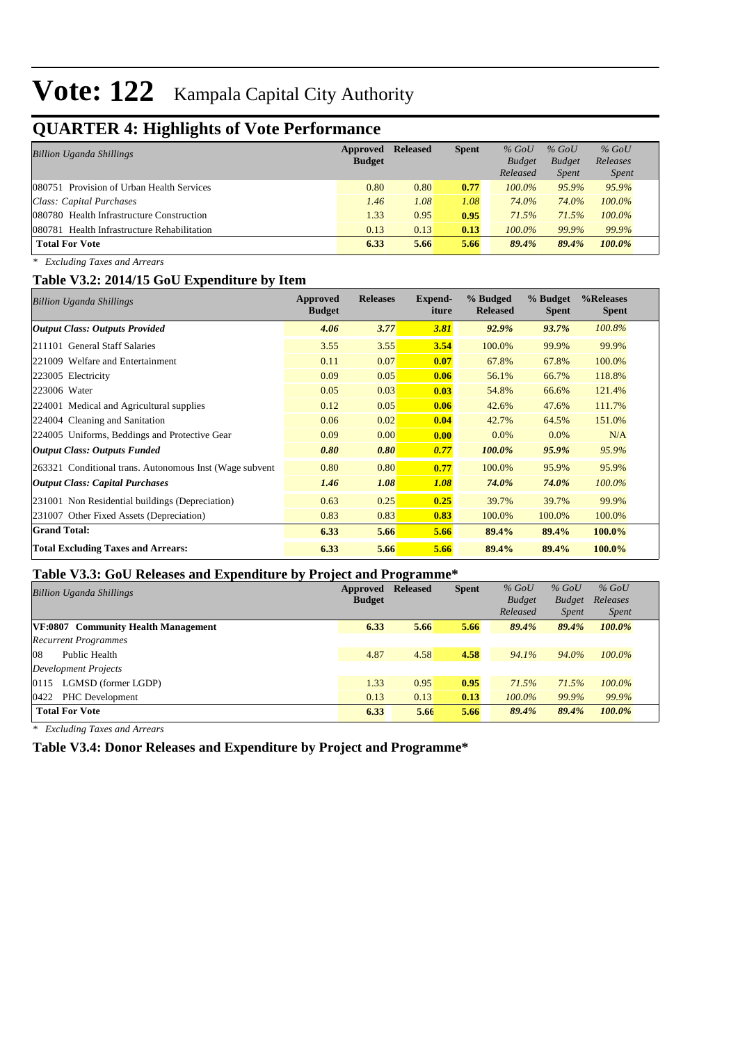# Vote: 122 Kampala Capital City Authority

## QUARTER 4: Highlights of Vote Performance

| *Billion Uganda Shillings* | Approved Budget | Released | Spent | *% GoU Budget Released* | *% GoU Budget Spent* | *% GoU Releases Spent* |
|---|---|---|---|---|---|---|
| 080751 Provision of Urban Health Services | 0.80 | 0.80 | **0.77** | *100.0%* | *95.9%* | *95.9%* |
| *Class: Capital Purchases* | *1.46* | *1.08* | *1.08* | *74.0%* | *74.0%* | *100.0%* |
| 080780 Health Infrastructure Construction | 1.33 | 0.95 | **0.95** | *71.5%* | *71.5%* | *100.0%* |
| 080781 Health Infrastructure Rehabilitation | 0.13 | 0.13 | **0.13** | *100.0%* | *99.9%* | *99.9%* |
| **Total For Vote** | **6.33** | **5.66** | **5.66** | ***89.4%*** | ***89.4%*** | ***100.0%*** |

*\* Excluding Taxes and Arrears*

### Table V3.2: 2014/15 GoU Expenditure by Item

| *Billion Uganda Shillings* | Approved Budget | Releases | Expend-iture | % Budgeted Released | % Budget Spent | %Releases Spent |
|---|---|---|---|---|---|---|
| ***Output Class: Outputs Provided*** | ***4.06*** | ***3.77*** | ***3.81*** | ***92.9%*** | ***93.7%*** | *100.8%* |
| 211101 General Staff Salaries | 3.55 | 3.55 | **3.54** | 100.0% | 99.9% | 99.9% |
| 221009 Welfare and Entertainment | 0.11 | 0.07 | **0.07** | 67.8% | 67.8% | 100.0% |
| 223005 Electricity | 0.09 | 0.05 | **0.06** | 56.1% | 66.7% | 118.8% |
| 223006 Water | 0.05 | 0.03 | **0.03** | 54.8% | 66.6% | 121.4% |
| 224001 Medical and Agricultural supplies | 0.12 | 0.05 | **0.06** | 42.6% | 47.6% | 111.7% |
| 224004 Cleaning and Sanitation | 0.06 | 0.02 | **0.04** | 42.7% | 64.5% | 151.0% |
| 224005 Uniforms, Beddings and Protective Gear | 0.09 | 0.00 | **0.00** | 0.0% | 0.0% | N/A |
| ***Output Class: Outputs Funded*** | ***0.80*** | ***0.80*** | ***0.77*** | ***100.0%*** | ***95.9%*** | *95.9%* |
| 263321 Conditional trans. Autonomous Inst (Wage subvent | 0.80 | 0.80 | **0.77** | 100.0% | 95.9% | 95.9% |
| ***Output Class: Capital Purchases*** | ***1.46*** | ***1.08*** | ***1.08*** | ***74.0%*** | ***74.0%*** | *100.0%* |
| 231001 Non Residential buildings (Depreciation) | 0.63 | 0.25 | **0.25** | 39.7% | 39.7% | 99.9% |
| 231007 Other Fixed Assets (Depreciation) | 0.83 | 0.83 | **0.83** | 100.0% | 100.0% | 100.0% |
| **Grand Total:** | **6.33** | **5.66** | **5.66** | **89.4%** | **89.4%** | **100.0%** |
| **Total Excluding Taxes and Arrears:** | **6.33** | **5.66** | **5.66** | **89.4%** | **89.4%** | **100.0%** |

### Table V3.3: GoU Releases and Expenditure by Project and Programme*

| *Billion Uganda Shillings* | Approved Budget | Released | Spent | *% GoU Budget Released* | *% GoU Budget Spent* | *% GoU Releases Spent* |
|---|---|---|---|---|---|---|
| **VF:0807 Community Health Management** | **6.33** | **5.66** | **5.66** | ***89.4%*** | ***89.4%*** | ***100.0%*** |
| *Recurrent Programmes* | | | | | | |
| 08 Public Health | 4.87 | 4.58 | **4.58** | *94.1%* | *94.0%* | *100.0%* |
| *Development Projects* | | | | | | |
| 0115 LGMSD (former LGDP) | 1.33 | 0.95 | **0.95** | *71.5%* | *71.5%* | *100.0%* |
| 0422 PHC Development | 0.13 | 0.13 | **0.13** | *100.0%* | *99.9%* | *99.9%* |
| **Total For Vote** | **6.33** | **5.66** | **5.66** | ***89.4%*** | ***89.4%*** | ***100.0%*** |

*\* Excluding Taxes and Arrears*

### Table V3.4: Donor Releases and Expenditure by Project and Programme*